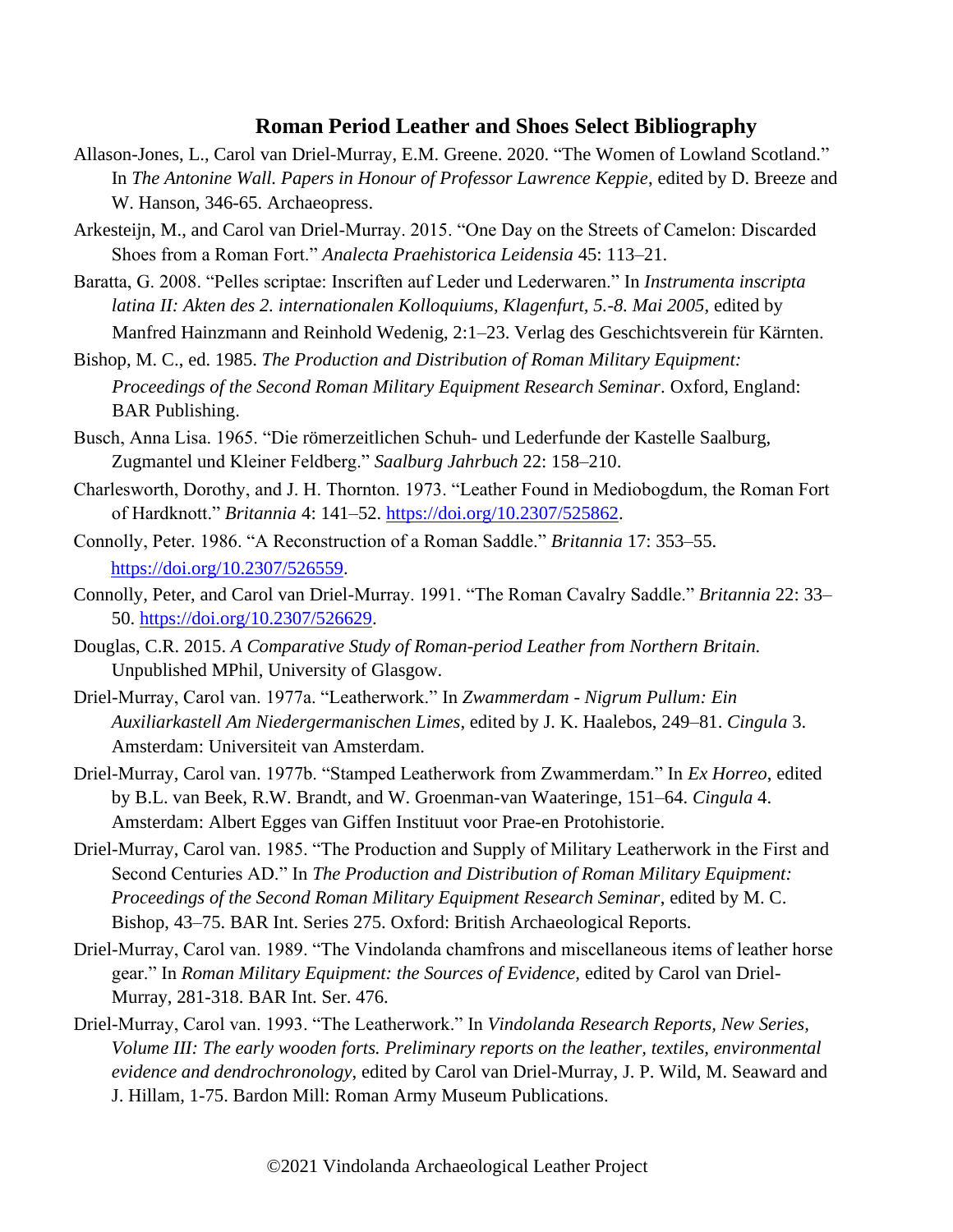# Roman Period Leather and Shoes Select Bibliography

Allason-Jones, L., Carol van Driel-Murray, E.M. Greene. 2020. "The Women of Lowland Scotland." In *The Antonine Wall. Papers in Honour of Professor Lawrence Keppie*, edited by D. Breeze and W. Hanson, 346-65. Archaeopress.

Arkesteijn, M., and Carol van Driel-Murray. 2015. "One Day on the Streets of Camelon: Discarded Shoes from a Roman Fort." *Analecta Praehistorica Leidensia* 45: 113–21.

Baratta, G. 2008. "Pelles scriptae: Inscriften auf Leder und Lederwaren." In *Instrumenta inscripta latina II: Akten des 2. internationalen Kolloquiums, Klagenfurt, 5.-8. Mai 2005*, edited by Manfred Hainzmann and Reinhold Wedenig, 2:1–23. Verlag des Geschichtsverein für Kärnten.

Bishop, M. C., ed. 1985. *The Production and Distribution of Roman Military Equipment: Proceedings of the Second Roman Military Equipment Research Seminar*. Oxford, England: BAR Publishing.

Busch, Anna Lisa. 1965. "Die römerzeitlichen Schuh- und Lederfunde der Kastelle Saalburg, Zugmantel und Kleiner Feldberg." *Saalburg Jahrbuch* 22: 158–210.

Charlesworth, Dorothy, and J. H. Thornton. 1973. "Leather Found in Mediobogdum, the Roman Fort of Hardknott." *Britannia* 4: 141–52. https://doi.org/10.2307/525862.

Connolly, Peter. 1986. "A Reconstruction of a Roman Saddle." *Britannia* 17: 353–55. https://doi.org/10.2307/526559.

Connolly, Peter, and Carol van Driel-Murray. 1991. "The Roman Cavalry Saddle." *Britannia* 22: 33–50. https://doi.org/10.2307/526629.

Douglas, C.R. 2015. *A Comparative Study of Roman-period Leather from Northern Britain.* Unpublished MPhil, University of Glasgow.

Driel-Murray, Carol van. 1977a. "Leatherwork." In *Zwammerdam - Nigrum Pullum: Ein Auxiliarkastell Am Niedergermanischen Limes*, edited by J. K. Haalebos, 249–81. *Cingula* 3. Amsterdam: Universiteit van Amsterdam.

Driel-Murray, Carol van. 1977b. "Stamped Leatherwork from Zwammerdam." In *Ex Horreo*, edited by B.L. van Beek, R.W. Brandt, and W. Groenman-van Waateringe, 151–64. *Cingula* 4. Amsterdam: Albert Egges van Giffen Instituut voor Prae-en Protohistorie.

Driel-Murray, Carol van. 1985. "The Production and Supply of Military Leatherwork in the First and Second Centuries AD." In *The Production and Distribution of Roman Military Equipment: Proceedings of the Second Roman Military Equipment Research Seminar*, edited by M. C. Bishop, 43–75. BAR Int. Series 275. Oxford: British Archaeological Reports.

Driel-Murray, Carol van. 1989. "The Vindolanda chamfrons and miscellaneous items of leather horse gear." In *Roman Military Equipment: the Sources of Evidence,* edited by Carol van Driel-Murray, 281-318. BAR Int. Ser. 476.

Driel-Murray, Carol van. 1993. "The Leatherwork." In *Vindolanda Research Reports, New Series, Volume III: The early wooden forts. Preliminary reports on the leather, textiles, environmental evidence and dendrochronology*, edited by Carol van Driel-Murray, J. P. Wild, M. Seaward and J. Hillam, 1-75. Bardon Mill: Roman Army Museum Publications.

©2021 Vindolanda Archaeological Leather Project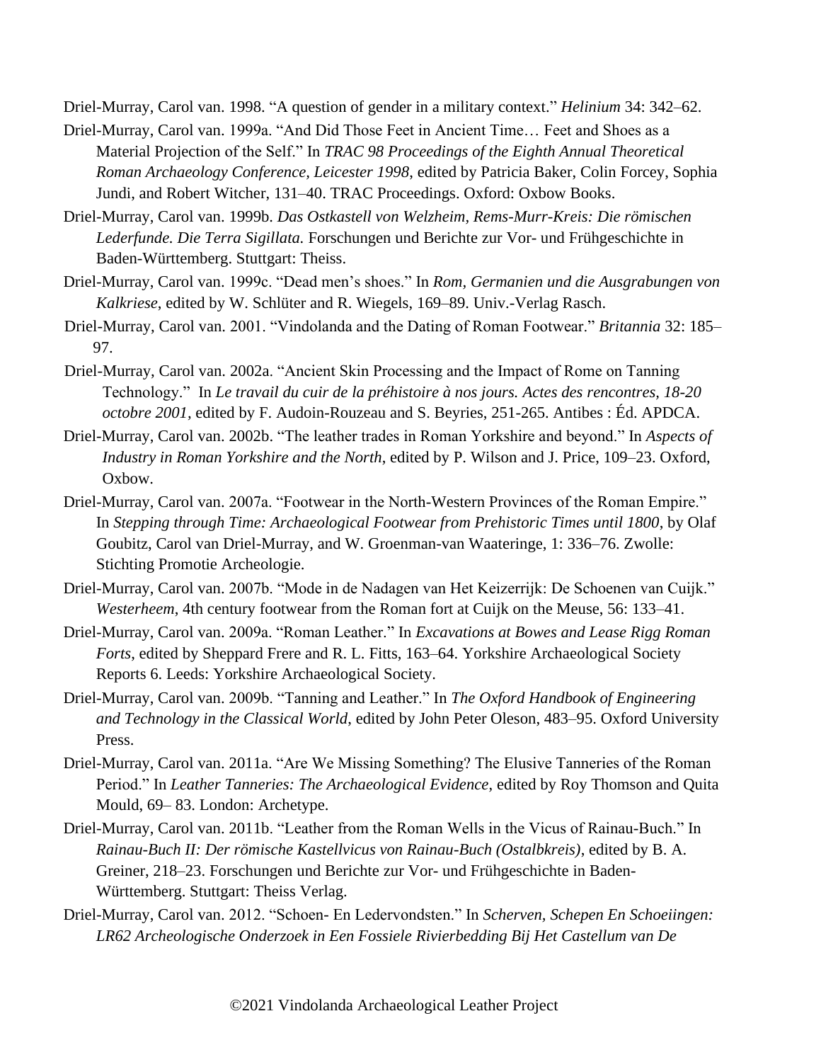Driel-Murray, Carol van. 1998. “A question of gender in a military context.” *Helinium* 34: 342–62.

Driel-Murray, Carol van. 1999a. “And Did Those Feet in Ancient Time… Feet and Shoes as a Material Projection of the Self.” In *TRAC 98 Proceedings of the Eighth Annual Theoretical Roman Archaeology Conference, Leicester 1998*, edited by Patricia Baker, Colin Forcey, Sophia Jundi, and Robert Witcher, 131–40. TRAC Proceedings. Oxford: Oxbow Books.

Driel-Murray, Carol van. 1999b. *Das Ostkastell von Welzheim, Rems-Murr-Kreis: Die römischen Lederfunde. Die Terra Sigillata.* Forschungen und Berichte zur Vor- und Frühgeschichte in Baden-Württemberg. Stuttgart: Theiss.

Driel-Murray, Carol van. 1999c. “Dead men’s shoes.” In *Rom, Germanien und die Ausgrabungen von Kalkriese*, edited by W. Schlüter and R. Wiegels, 169–89. Univ.-Verlag Rasch.

Driel-Murray, Carol van. 2001. “Vindolanda and the Dating of Roman Footwear.” *Britannia* 32: 185–97.

Driel-Murray, Carol van. 2002a. “Ancient Skin Processing and the Impact of Rome on Tanning Technology.” In *Le travail du cuir de la préhistoire à nos jours. Actes des rencontres, 18-20 octobre 2001,* edited by F. Audoin-Rouzeau and S. Beyries, 251-265. Antibes : Éd. APDCA.

Driel-Murray, Carol van. 2002b. “The leather trades in Roman Yorkshire and beyond.” In *Aspects of Industry in Roman Yorkshire and the North*, edited by P. Wilson and J. Price, 109–23. Oxford, Oxbow.

Driel-Murray, Carol van. 2007a. “Footwear in the North-Western Provinces of the Roman Empire.” In *Stepping through Time: Archaeological Footwear from Prehistoric Times until 1800*, by Olaf Goubitz, Carol van Driel-Murray, and W. Groenman-van Waateringe, 1: 336–76. Zwolle: Stichting Promotie Archeologie.

Driel-Murray, Carol van. 2007b. “Mode in de Nadagen van Het Keizerrijk: De Schoenen van Cuijk.” *Westerheem*, 4th century footwear from the Roman fort at Cuijk on the Meuse, 56: 133–41.

Driel-Murray, Carol van. 2009a. “Roman Leather.” In *Excavations at Bowes and Lease Rigg Roman Forts*, edited by Sheppard Frere and R. L. Fitts, 163–64. Yorkshire Archaeological Society Reports 6. Leeds: Yorkshire Archaeological Society.

Driel-Murray, Carol van. 2009b. “Tanning and Leather.” In *The Oxford Handbook of Engineering and Technology in the Classical World*, edited by John Peter Oleson, 483–95. Oxford University Press.

Driel-Murray, Carol van. 2011a. “Are We Missing Something? The Elusive Tanneries of the Roman Period.” In *Leather Tanneries: The Archaeological Evidence*, edited by Roy Thomson and Quita Mould, 69– 83. London: Archetype.

Driel-Murray, Carol van. 2011b. “Leather from the Roman Wells in the Vicus of Rainau-Buch.” In *Rainau-Buch II: Der römische Kastellvicus von Rainau-Buch (Ostalbkreis)*, edited by B. A. Greiner, 218–23. Forschungen und Berichte zur Vor- und Frühgeschichte in Baden-Württemberg. Stuttgart: Theiss Verlag.

Driel-Murray, Carol van. 2012. “Schoen- En Ledervondsten.” In *Scherven, Schepen En Schoeiingen: LR62 Archeologische Onderzoek in Een Fossiele Rivierbedding Bij Het Castellum van De*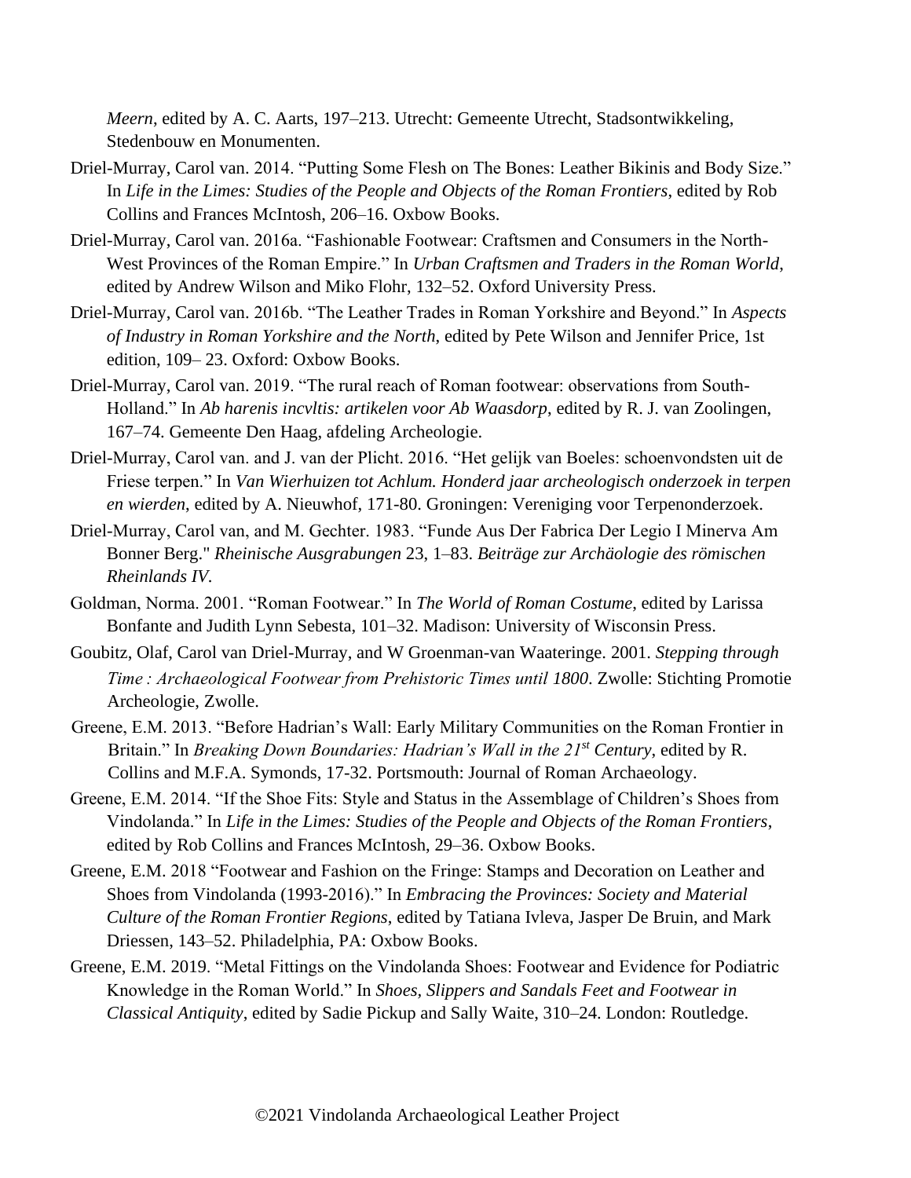*Meern*, edited by A. C. Aarts, 197–213. Utrecht: Gemeente Utrecht, Stadsontwikkeling, Stedenbouw en Monumenten.

Driel-Murray, Carol van. 2014. "Putting Some Flesh on The Bones: Leather Bikinis and Body Size." In *Life in the Limes: Studies of the People and Objects of the Roman Frontiers*, edited by Rob Collins and Frances McIntosh, 206–16. Oxbow Books.

Driel-Murray, Carol van. 2016a. "Fashionable Footwear: Craftsmen and Consumers in the North-West Provinces of the Roman Empire." In *Urban Craftsmen and Traders in the Roman World*, edited by Andrew Wilson and Miko Flohr, 132–52. Oxford University Press.

Driel-Murray, Carol van. 2016b. "The Leather Trades in Roman Yorkshire and Beyond." In *Aspects of Industry in Roman Yorkshire and the North*, edited by Pete Wilson and Jennifer Price, 1st edition, 109– 23. Oxford: Oxbow Books.

Driel-Murray, Carol van. 2019. "The rural reach of Roman footwear: observations from South-Holland." In *Ab harenis incvltis: artikelen voor Ab Waasdorp*, edited by R. J. van Zoolingen, 167–74. Gemeente Den Haag, afdeling Archeologie.

Driel-Murray, Carol van. and J. van der Plicht. 2016. "Het gelijk van Boeles: schoenvondsten uit de Friese terpen." In *Van Wierhuizen tot Achlum. Honderd jaar archeologisch onderzoek in terpen en wierden*, edited by A. Nieuwhof, 171-80. Groningen: Vereniging voor Terpenonderzoek.

Driel-Murray, Carol van, and M. Gechter. 1983. "Funde Aus Der Fabrica Der Legio I Minerva Am Bonner Berg." *Rheinische Ausgrabungen* 23, 1–83. *Beiträge zur Archäologie des römischen Rheinlands IV*.

Goldman, Norma. 2001. "Roman Footwear." In *The World of Roman Costume*, edited by Larissa Bonfante and Judith Lynn Sebesta, 101–32. Madison: University of Wisconsin Press.

Goubitz, Olaf, Carol van Driel-Murray, and W Groenman-van Waateringe. 2001. *Stepping through Time : Archaeological Footwear from Prehistoric Times until 1800*. Zwolle: Stichting Promotie Archeologie, Zwolle.

Greene, E.M. 2013. "Before Hadrian's Wall: Early Military Communities on the Roman Frontier in Britain." In *Breaking Down Boundaries: Hadrian's Wall in the 21st Century*, edited by R. Collins and M.F.A. Symonds, 17-32. Portsmouth: Journal of Roman Archaeology.

Greene, E.M. 2014. "If the Shoe Fits: Style and Status in the Assemblage of Children's Shoes from Vindolanda." In *Life in the Limes: Studies of the People and Objects of the Roman Frontiers*, edited by Rob Collins and Frances McIntosh, 29–36. Oxbow Books.

Greene, E.M. 2018 "Footwear and Fashion on the Fringe: Stamps and Decoration on Leather and Shoes from Vindolanda (1993-2016)." In *Embracing the Provinces: Society and Material Culture of the Roman Frontier Regions*, edited by Tatiana Ivleva, Jasper De Bruin, and Mark Driessen, 143–52. Philadelphia, PA: Oxbow Books.

Greene, E.M. 2019. "Metal Fittings on the Vindolanda Shoes: Footwear and Evidence for Podiatric Knowledge in the Roman World." In *Shoes, Slippers and Sandals Feet and Footwear in Classical Antiquity*, edited by Sadie Pickup and Sally Waite, 310–24. London: Routledge.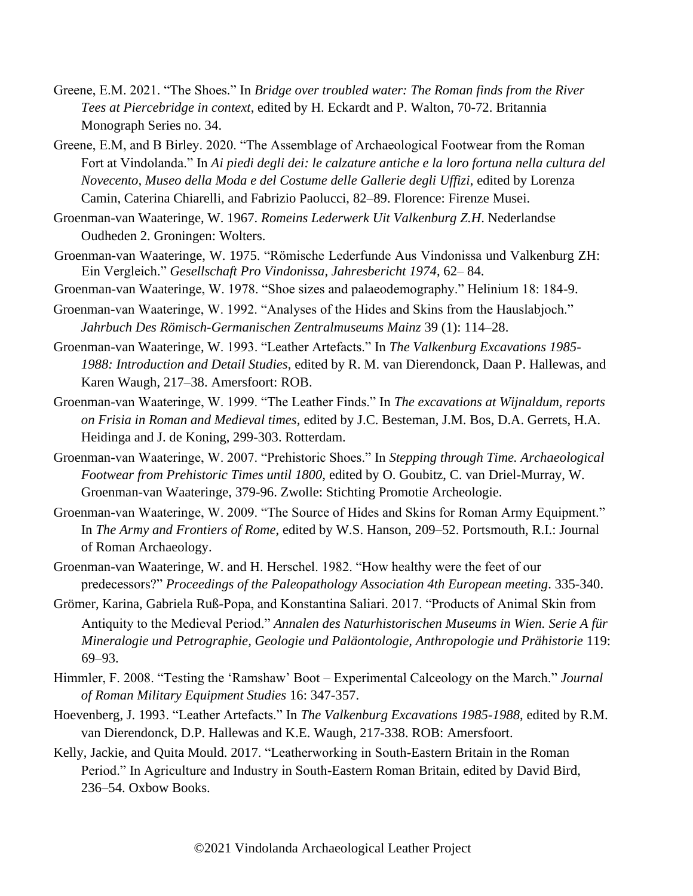Greene, E.M. 2021. “The Shoes.” In *Bridge over troubled water: The Roman finds from the River Tees at Piercebridge in context*, edited by H. Eckardt and P. Walton, 70-72. Britannia Monograph Series no. 34.

Greene, E.M, and B Birley. 2020. “The Assemblage of Archaeological Footwear from the Roman Fort at Vindolanda.” In *Ai piedi degli dei: le calzature antiche e la loro fortuna nella cultura del Novecento, Museo della Moda e del Costume delle Gallerie degli Uffizi*, edited by Lorenza Camin, Caterina Chiarelli, and Fabrizio Paolucci, 82–89. Florence: Firenze Musei.

Groenman-van Waateringe, W. 1967. *Romeins Lederwerk Uit Valkenburg Z.H*. Nederlandse Oudheden 2. Groningen: Wolters.

Groenman-van Waateringe, W. 1975. “Römische Lederfunde Aus Vindonissa und Valkenburg ZH: Ein Vergleich.” *Gesellschaft Pro Vindonissa, Jahresbericht 1974*, 62– 84.

Groenman-van Waateringe, W. 1978. “Shoe sizes and palaeodemography.” Helinium 18: 184-9.

Groenman-van Waateringe, W. 1992. “Analyses of the Hides and Skins from the Hauslabjoch.” *Jahrbuch Des Römisch-Germanischen Zentralmuseums Mainz* 39 (1): 114–28.

Groenman-van Waateringe, W. 1993. “Leather Artefacts.” In *The Valkenburg Excavations 1985-1988: Introduction and Detail Studies*, edited by R. M. van Dierendonck, Daan P. Hallewas, and Karen Waugh, 217–38. Amersfoort: ROB.

Groenman-van Waateringe, W. 1999. “The Leather Finds.” In *The excavations at Wijnaldum, reports on Frisia in Roman and Medieval times,* edited by J.C. Besteman, J.M. Bos, D.A. Gerrets, H.A. Heidinga and J. de Koning, 299-303. Rotterdam.

Groenman-van Waateringe, W. 2007. “Prehistoric Shoes.” In *Stepping through Time. Archaeological Footwear from Prehistoric Times until 1800,* edited by O. Goubitz, C. van Driel-Murray, W. Groenman-van Waateringe, 379-96. Zwolle: Stichting Promotie Archeologie.

Groenman-van Waateringe, W. 2009. “The Source of Hides and Skins for Roman Army Equipment.” In *The Army and Frontiers of Rome*, edited by W.S. Hanson, 209–52. Portsmouth, R.I.: Journal of Roman Archaeology.

Groenman-van Waateringe, W. and H. Herschel. 1982. “How healthy were the feet of our predecessors?” *Proceedings of the Paleopathology Association 4th European meeting*. 335-340.

Grömer, Karina, Gabriela Ruß-Popa, and Konstantina Saliari. 2017. “Products of Animal Skin from Antiquity to the Medieval Period.” *Annalen des Naturhistorischen Museums in Wien. Serie A für Mineralogie und Petrographie, Geologie und Paläontologie, Anthropologie und Prähistorie* 119: 69–93.

Himmler, F. 2008. “Testing the ‘Ramshaw’ Boot – Experimental Calceology on the March.” *Journal of Roman Military Equipment Studies* 16: 347-357.

Hoevenberg, J. 1993. “Leather Artefacts.” In *The Valkenburg Excavations 1985-1988*, edited by R.M. van Dierendonck, D.P. Hallewas and K.E. Waugh, 217-338. ROB: Amersfoort.

Kelly, Jackie, and Quita Mould. 2017. “Leatherworking in South-Eastern Britain in the Roman Period.” In Agriculture and Industry in South-Eastern Roman Britain, edited by David Bird, 236–54. Oxbow Books.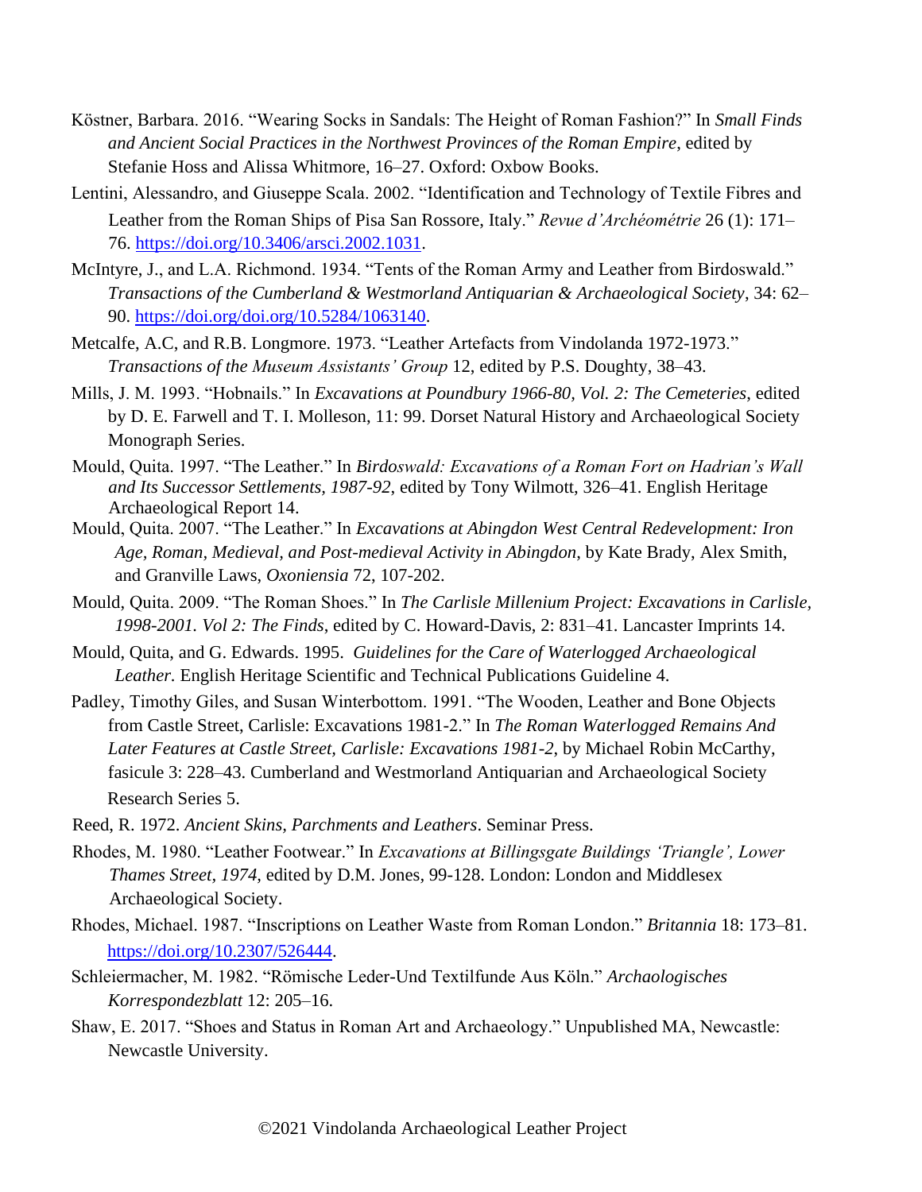Köstner, Barbara. 2016. "Wearing Socks in Sandals: The Height of Roman Fashion?" In *Small Finds and Ancient Social Practices in the Northwest Provinces of the Roman Empire*, edited by Stefanie Hoss and Alissa Whitmore, 16–27. Oxford: Oxbow Books.

Lentini, Alessandro, and Giuseppe Scala. 2002. "Identification and Technology of Textile Fibres and Leather from the Roman Ships of Pisa San Rossore, Italy." *Revue d'Archéométrie* 26 (1): 171–76. https://doi.org/10.3406/arsci.2002.1031.

McIntyre, J., and L.A. Richmond. 1934. "Tents of the Roman Army and Leather from Birdoswald." *Transactions of the Cumberland & Westmorland Antiquarian & Archaeological Society*, 34: 62–90. https://doi.org/doi.org/10.5284/1063140.

Metcalfe, A.C, and R.B. Longmore. 1973. "Leather Artefacts from Vindolanda 1972-1973." *Transactions of the Museum Assistants' Group* 12, edited by P.S. Doughty, 38–43.

Mills, J. M. 1993. "Hobnails." In *Excavations at Poundbury 1966-80, Vol. 2: The Cemeteries*, edited by D. E. Farwell and T. I. Molleson, 11: 99. Dorset Natural History and Archaeological Society Monograph Series.

Mould, Quita. 1997. "The Leather." In *Birdoswald: Excavations of a Roman Fort on Hadrian's Wall and Its Successor Settlements, 1987-92*, edited by Tony Wilmott, 326–41. English Heritage Archaeological Report 14.

Mould, Quita. 2007. "The Leather." In *Excavations at Abingdon West Central Redevelopment: Iron Age, Roman, Medieval, and Post-medieval Activity in Abingdon*, by Kate Brady, Alex Smith, and Granville Laws, *Oxoniensia* 72, 107-202.

Mould, Quita. 2009. "The Roman Shoes." In *The Carlisle Millenium Project: Excavations in Carlisle, 1998-2001. Vol 2: The Finds*, edited by C. Howard-Davis, 2: 831–41. Lancaster Imprints 14.

Mould, Quita, and G. Edwards. 1995. *Guidelines for the Care of Waterlogged Archaeological Leather.* English Heritage Scientific and Technical Publications Guideline 4.

Padley, Timothy Giles, and Susan Winterbottom. 1991. "The Wooden, Leather and Bone Objects from Castle Street, Carlisle: Excavations 1981-2." In *The Roman Waterlogged Remains And Later Features at Castle Street, Carlisle: Excavations 1981-2*, by Michael Robin McCarthy, fasicule 3: 228–43. Cumberland and Westmorland Antiquarian and Archaeological Society Research Series 5.

Reed, R. 1972. *Ancient Skins, Parchments and Leathers*. Seminar Press.

Rhodes, M. 1980. "Leather Footwear." In *Excavations at Billingsgate Buildings 'Triangle', Lower Thames Street, 1974,* edited by D.M. Jones, 99-128. London: London and Middlesex Archaeological Society.

Rhodes, Michael. 1987. "Inscriptions on Leather Waste from Roman London." *Britannia* 18: 173–81. https://doi.org/10.2307/526444.

Schleiermacher, M. 1982. "Römische Leder-Und Textilfunde Aus Köln." *Archaologisches Korrespondezblatt* 12: 205–16.

Shaw, E. 2017. "Shoes and Status in Roman Art and Archaeology." Unpublished MA, Newcastle: Newcastle University.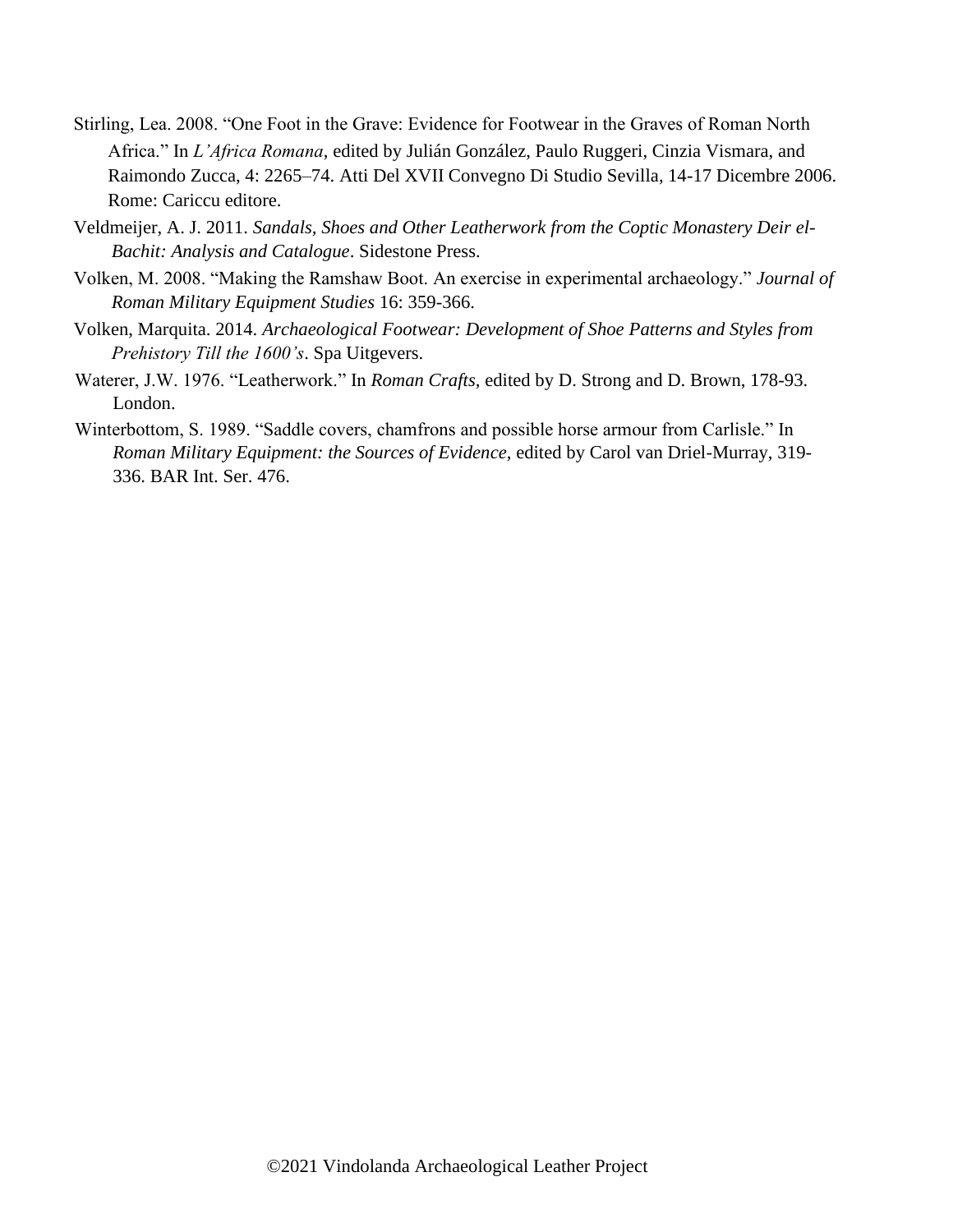Stirling, Lea. 2008. "One Foot in the Grave: Evidence for Footwear in the Graves of Roman North Africa." In *L'Africa Romana*, edited by Julián González, Paulo Ruggeri, Cinzia Vismara, and Raimondo Zucca, 4: 2265–74. Atti Del XVII Convegno Di Studio Sevilla, 14-17 Dicembre 2006. Rome: Cariccu editore.

Veldmeijer, A. J. 2011. *Sandals, Shoes and Other Leatherwork from the Coptic Monastery Deir el-Bachit: Analysis and Catalogue*. Sidestone Press.

Volken, M. 2008. "Making the Ramshaw Boot. An exercise in experimental archaeology." *Journal of Roman Military Equipment Studies* 16: 359-366.

Volken, Marquita. 2014. *Archaeological Footwear: Development of Shoe Patterns and Styles from Prehistory Till the 1600's*. Spa Uitgevers.

Waterer, J.W. 1976. "Leatherwork." In *Roman Crafts*, edited by D. Strong and D. Brown, 178-93. London.

Winterbottom, S. 1989. "Saddle covers, chamfrons and possible horse armour from Carlisle." In *Roman Military Equipment: the Sources of Evidence*, edited by Carol van Driel-Murray, 319-336. BAR Int. Ser. 476.

©2021 Vindolanda Archaeological Leather Project